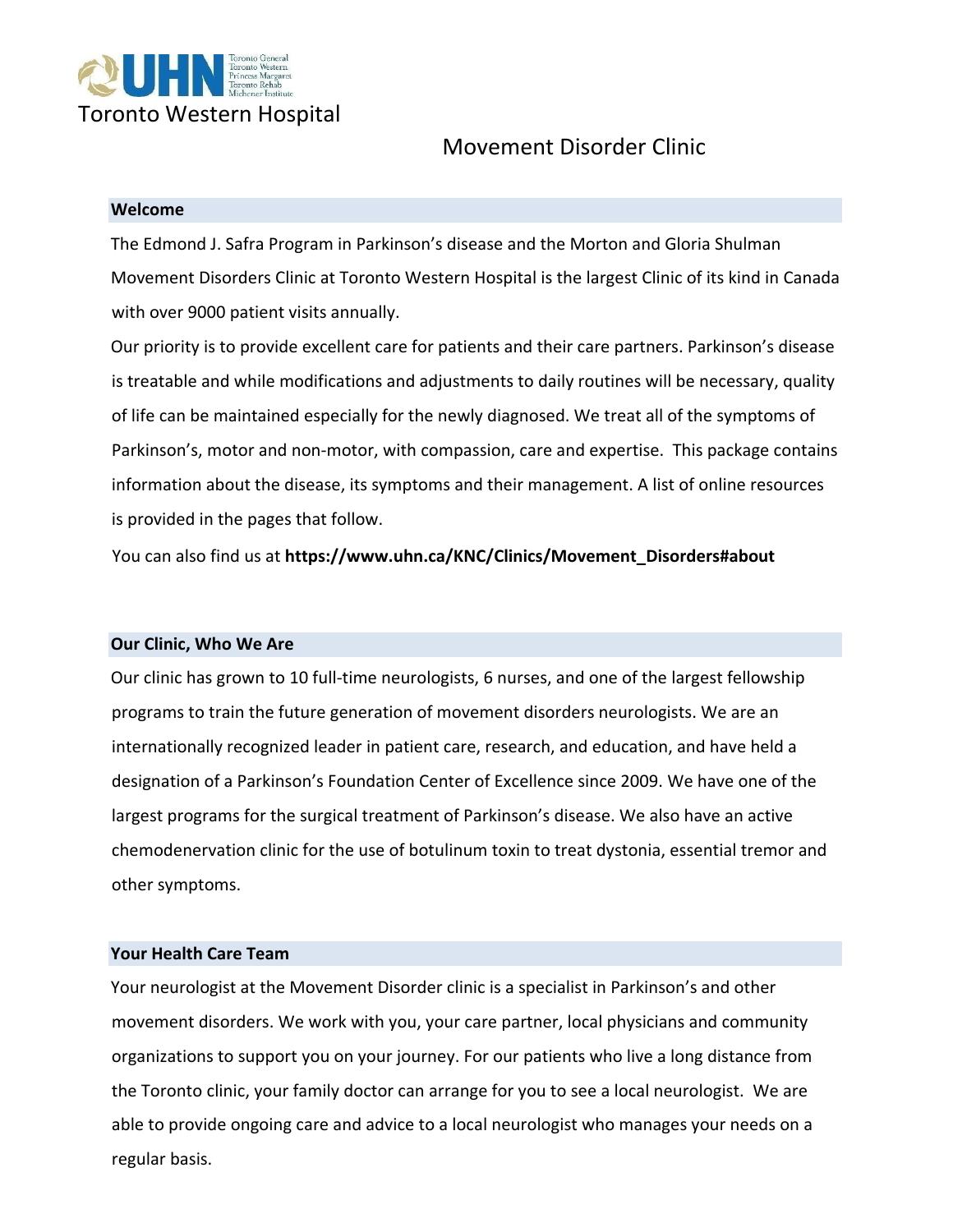Toronto Western Hospital

# Movement Disorder Clinic

## Welcome

The Edmond J. Safra Program in Parkinson's disease and the Morton and Gloria Shulman Movement Disorders Clinic at Toronto Western Hospital is the largest Clinic of its kind in Canada with over 9000 patient visits annually.

Our priority is to provide excellent care for patients and their care partners. Parkinson's disease is treatable and while modifications and adjustments to daily routines will be necessary, quality of life can be maintained especially for the newly diagnosed. We treat all of the symptoms of Parkinson's, motor and non-motor, with compassion, care and expertise. This package contains information about the disease, its symptoms and their management. A list of online resources is provided in the pages that follow.

You can also find us at **https://www.uhn.ca/KNC/Clinics/Movement_Disorders#about**

## Our Clinic, Who We Are

Our clinic has grown to 10 full-time neurologists, 6 nurses, and one of the largest fellowship programs to train the future generation of movement disorders neurologists. We are an internationally recognized leader in patient care, research, and education, and have held a designation of a Parkinson's Foundation Center of Excellence since 2009. We have one of the largest programs for the surgical treatment of Parkinson's disease. We also have an active chemodenervation clinic for the use of botulinum toxin to treat dystonia, essential tremor and other symptoms.

## Your Health Care Team

Your neurologist at the Movement Disorder clinic is a specialist in Parkinson's and other movement disorders. We work with you, your care partner, local physicians and community organizations to support you on your journey. For our patients who live a long distance from the Toronto clinic, your family doctor can arrange for you to see a local neurologist. We are able to provide ongoing care and advice to a local neurologist who manages your needs on a regular basis.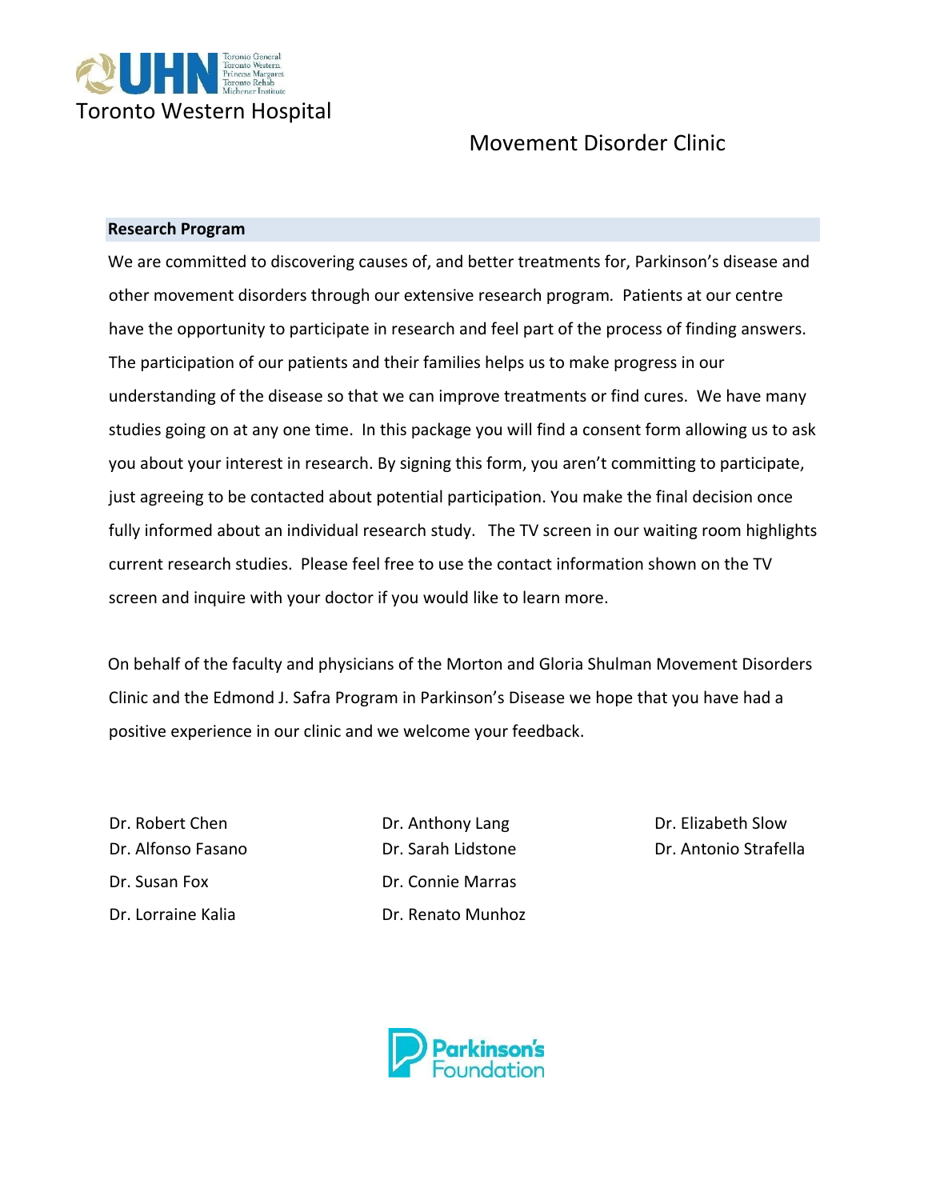UHN Toronto General Toronto Western Princess Margaret Toronto Rehab Michener Institute

Toronto Western Hospital

Movement Disorder Clinic

## Research Program

We are committed to discovering causes of, and better treatments for, Parkinson's disease and other movement disorders through our extensive research program. Patients at our centre have the opportunity to participate in research and feel part of the process of finding answers. The participation of our patients and their families helps us to make progress in our understanding of the disease so that we can improve treatments or find cures. We have many studies going on at any one time. In this package you will find a consent form allowing us to ask you about your interest in research. By signing this form, you aren't committing to participate, just agreeing to be contacted about potential participation. You make the final decision once fully informed about an individual research study. The TV screen in our waiting room highlights current research studies. Please feel free to use the contact information shown on the TV screen and inquire with your doctor if you would like to learn more.

On behalf of the faculty and physicians of the Morton and Gloria Shulman Movement Disorders Clinic and the Edmond J. Safra Program in Parkinson's Disease we hope that you have had a positive experience in our clinic and we welcome your feedback.

Dr. Robert Chen
Dr. Alfonso Fasano
Dr. Susan Fox
Dr. Lorraine Kalia
Dr. Anthony Lang
Dr. Sarah Lidstone
Dr. Connie Marras
Dr. Renato Munhoz
Dr. Elizabeth Slow
Dr. Antonio Strafella

Parkinson's Foundation